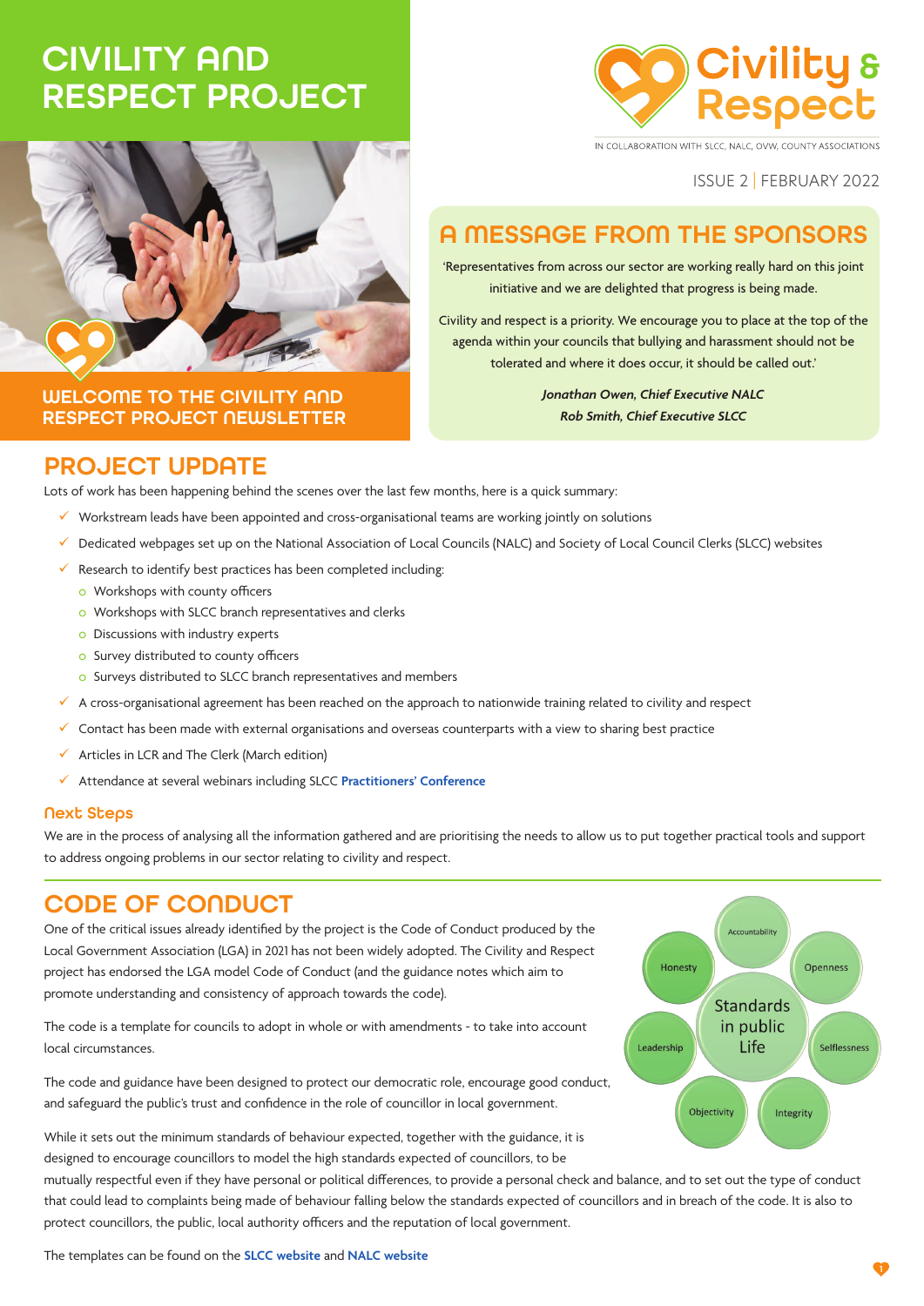# CIVILITY AND RESPECT PROJECT

Civility & Respect

IN COLLABORATION WITH SLCC, NALC, OVW, COUNTY ASSOCIATIONS

ISSUE 2 | FEBRUARY 2022

## WELCOME TO THE CIVILITY AND RESPECT PROJECT NEWSLETTER

## A MESSAGE FROM THE SPONSORS

'Representatives from across our sector are working really hard on this joint initiative and we are delighted that progress is being made.

Civility and respect is a priority. We encourage you to place at the top of the agenda within your councils that bullying and harassment should not be tolerated and where it does occur, it should be called out.'

***Jonathan Owen, Chief Executive NALC***
***Rob Smith, Chief Executive SLCC***

## PROJECT UPDATE

Lots of work has been happening behind the scenes over the last few months, here is a quick summary:

- Workstream leads have been appointed and cross-organisational teams are working jointly on solutions
- Dedicated webpages set up on the National Association of Local Councils (NALC) and Society of Local Council Clerks (SLCC) websites
- Research to identify best practices has been completed including:
  - Workshops with county officers
  - Workshops with SLCC branch representatives and clerks
  - Discussions with industry experts
  - Survey distributed to county officers
  - Surveys distributed to SLCC branch representatives and members
- A cross-organisational agreement has been reached on the approach to nationwide training related to civility and respect
- Contact has been made with external organisations and overseas counterparts with a view to sharing best practice
- Articles in LCR and The Clerk (March edition)
- Attendance at several webinars including SLCC **Practitioners' Conference**

### Next Steps

We are in the process of analysing all the information gathered and are prioritising the needs to allow us to put together practical tools and support to address ongoing problems in our sector relating to civility and respect.

## CODE OF CONDUCT

One of the critical issues already identified by the project is the Code of Conduct produced by the Local Government Association (LGA) in 2021 has not been widely adopted. The Civility and Respect project has endorsed the LGA model Code of Conduct (and the guidance notes which aim to promote understanding and consistency of approach towards the code).

The code is a template for councils to adopt in whole or with amendments - to take into account local circumstances.

The code and guidance have been designed to protect our democratic role, encourage good conduct, and safeguard the public's trust and confidence in the role of councillor in local government.

Standards in public Life: Accountability, Openness, Selflessness, Integrity, Objectivity, Leadership, Honesty

While it sets out the minimum standards of behaviour expected, together with the guidance, it is designed to encourage councillors to model the high standards expected of councillors, to be mutually respectful even if they have personal or political differences, to provide a personal check and balance, and to set out the type of conduct that could lead to complaints being made of behaviour falling below the standards expected of councillors and in breach of the code. It is also to protect councillors, the public, local authority officers and the reputation of local government.

The templates can be found on the **SLCC website** and **NALC website**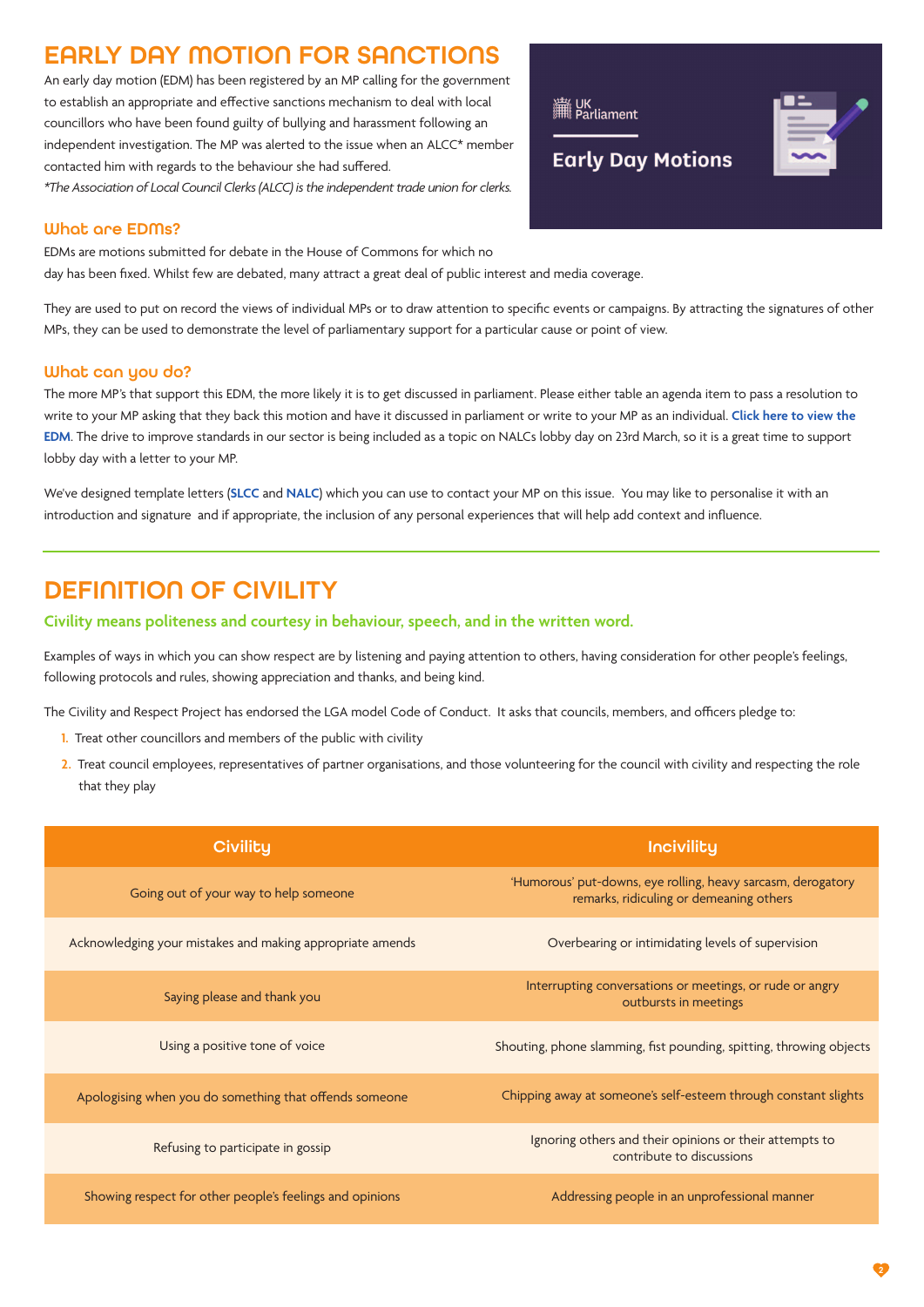# EARLY DAY MOTION FOR SANCTIONS

An early day motion (EDM) has been registered by an MP calling for the government to establish an appropriate and effective sanctions mechanism to deal with local councillors who have been found guilty of bullying and harassment following an independent investigation. The MP was alerted to the issue when an ALCC* member contacted him with regards to the behaviour she had suffered.

*\*The Association of Local Council Clerks (ALCC) is the independent trade union for clerks.*

UK Parliament

Early Day Motions

## What are EDMs?

EDMs are motions submitted for debate in the House of Commons for which no day has been fixed. Whilst few are debated, many attract a great deal of public interest and media coverage.

They are used to put on record the views of individual MPs or to draw attention to specific events or campaigns. By attracting the signatures of other MPs, they can be used to demonstrate the level of parliamentary support for a particular cause or point of view.

## What can you do?

The more MP's that support this EDM, the more likely it is to get discussed in parliament. Please either table an agenda item to pass a resolution to write to your MP asking that they back this motion and have it discussed in parliament or write to your MP as an individual. **Click here to view the EDM**. The drive to improve standards in our sector is being included as a topic on NALCs lobby day on 23rd March, so it is a great time to support lobby day with a letter to your MP.

We've designed template letters (**SLCC** and **NALC**) which you can use to contact your MP on this issue. You may like to personalise it with an introduction and signature and if appropriate, the inclusion of any personal experiences that will help add context and influence.

---

# DEFINITION OF CIVILITY

**Civility means politeness and courtesy in behaviour, speech, and in the written word.**

Examples of ways in which you can show respect are by listening and paying attention to others, having consideration for other people's feelings, following protocols and rules, showing appreciation and thanks, and being kind.

The Civility and Respect Project has endorsed the LGA model Code of Conduct. It asks that councils, members, and officers pledge to:

1. Treat other councillors and members of the public with civility
2. Treat council employees, representatives of partner organisations, and those volunteering for the council with civility and respecting the role that they play

| Civility | Incivility |
|---|---|
| Going out of your way to help someone | 'Humorous' put-downs, eye rolling, heavy sarcasm, derogatory remarks, ridiculing or demeaning others |
| Acknowledging your mistakes and making appropriate amends | Overbearing or intimidating levels of supervision |
| Saying please and thank you | Interrupting conversations or meetings, or rude or angry outbursts in meetings |
| Using a positive tone of voice | Shouting, phone slamming, fist pounding, spitting, throwing objects |
| Apologising when you do something that offends someone | Chipping away at someone's self-esteem through constant slights |
| Refusing to participate in gossip | Ignoring others and their opinions or their attempts to contribute to discussions |
| Showing respect for other people's feelings and opinions | Addressing people in an unprofessional manner |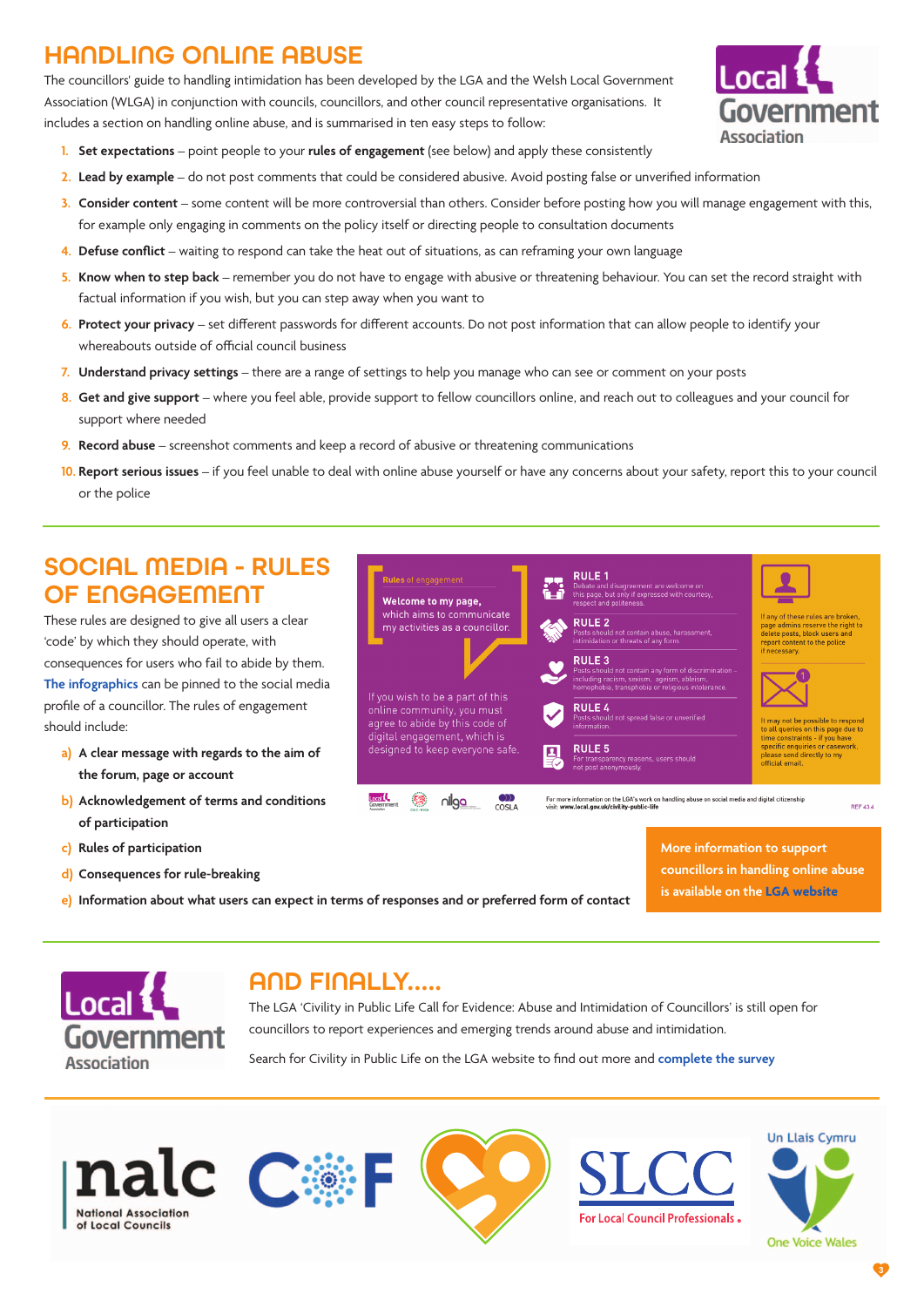# HANDLING ONLINE ABUSE

The councillors' guide to handling intimidation has been developed by the LGA and the Welsh Local Government Association (WLGA) in conjunction with councils, councillors, and other council representative organisations. It includes a section on handling online abuse, and is summarised in ten easy steps to follow:

1. **Set expectations** – point people to your **rules of engagement** (see below) and apply these consistently
2. **Lead by example** – do not post comments that could be considered abusive. Avoid posting false or unverified information
3. **Consider content** – some content will be more controversial than others. Consider before posting how you will manage engagement with this, for example only engaging in comments on the policy itself or directing people to consultation documents
4. **Defuse conflict** – waiting to respond can take the heat out of situations, as can reframing your own language
5. **Know when to step back** – remember you do not have to engage with abusive or threatening behaviour. You can set the record straight with factual information if you wish, but you can step away when you want to
6. **Protect your privacy** – set different passwords for different accounts. Do not post information that can allow people to identify your whereabouts outside of official council business
7. **Understand privacy settings** – there are a range of settings to help you manage who can see or comment on your posts
8. **Get and give support** – where you feel able, provide support to fellow councillors online, and reach out to colleagues and your council for support where needed
9. **Record abuse** – screenshot comments and keep a record of abusive or threatening communications
10. **Report serious issues** – if you feel unable to deal with online abuse yourself or have any concerns about your safety, report this to your council or the police

# SOCIAL MEDIA - RULES OF ENGAGEMENT

These rules are designed to give all users a clear 'code' by which they should operate, with consequences for users who fail to abide by them. The infographics can be pinned to the social media profile of a councillor. The rules of engagement should include:

a) **A clear message with regards to the aim of the forum, page or account**
b) **Acknowledgement of terms and conditions of participation**
c) **Rules of participation**
d) **Consequences for rule-breaking**
e) **Information about what users can expect in terms of responses and or preferred form of contact**

Rules of engagement

**Welcome to my page,** which aims to communicate my activities as a councillor.

If you wish to be a part of this online community, you must agree to abide by this code of digital engagement, which is designed to keep everyone safe.

**RULE 1**
Debate and disagreement are welcome on this page, but only if expressed with courtesy, respect and politeness.

**RULE 2**
Posts should not contain abuse, harassment, intimidation or threats of any form.

**RULE 3**
Posts should not contain any form of discrimination – including racism, sexism, ageism, ableism, homophobia, transphobia or religious intolerance.

**RULE 4**
Posts should not spread false or unverified information.

**RULE 5**
For transparency reasons, users should not post anonymously.

If any of these rules are broken, page admins reserve the right to delete posts, block users and report content to the police if necessary.

It may not be possible to respond to all queries on this page due to time constraints - if you have specific enquiries or casework, please send directly to my official email.

For more information on the LGA's work on handling abuse on social media and digital citizenship visit: www.local.gov.uk/civility-public-life

REF 43.4

**More information to support councillors in handling online abuse is available on the LGA website**

# AND FINALLY.....

The LGA 'Civility in Public Life Call for Evidence: Abuse and Intimidation of Councillors' is still open for councillors to report experiences and emerging trends around abuse and intimidation.

Search for Civility in Public Life on the LGA website to find out more and complete the survey